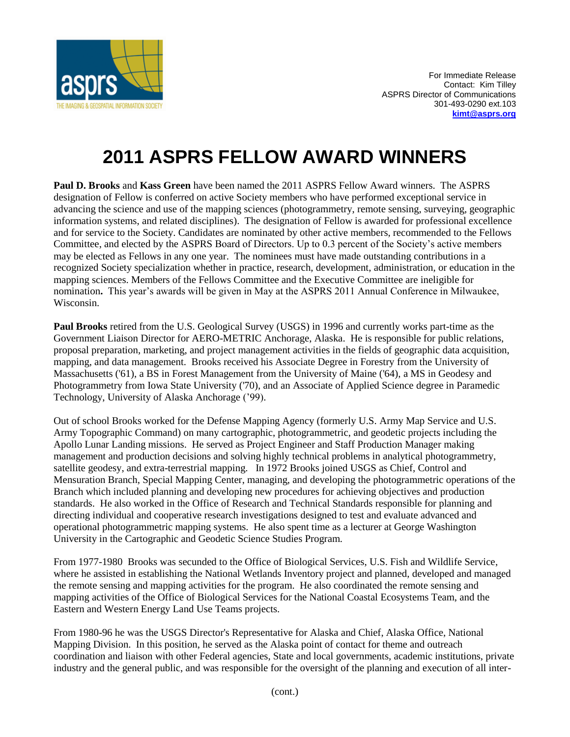For Immediate Release
Contact: Kim Tilley
ASPRS Director of Communications
301-493-0290 ext.103
**kimt@asprs.org**

# 2011 ASPRS FELLOW AWARD WINNERS

**Paul D. Brooks** and **Kass Green** have been named the 2011 ASPRS Fellow Award winners. The ASPRS designation of Fellow is conferred on active Society members who have performed exceptional service in advancing the science and use of the mapping sciences (photogrammetry, remote sensing, surveying, geographic information systems, and related disciplines). The designation of Fellow is awarded for professional excellence and for service to the Society. Candidates are nominated by other active members, recommended to the Fellows Committee, and elected by the ASPRS Board of Directors. Up to 0.3 percent of the Society's active members may be elected as Fellows in any one year. The nominees must have made outstanding contributions in a recognized Society specialization whether in practice, research, development, administration, or education in the mapping sciences. Members of the Fellows Committee and the Executive Committee are ineligible for nomination**.** This year's awards will be given in May at the ASPRS 2011 Annual Conference in Milwaukee, Wisconsin.

**Paul Brooks** retired from the U.S. Geological Survey (USGS) in 1996 and currently works part-time as the Government Liaison Director for AERO-METRIC Anchorage, Alaska. He is responsible for public relations, proposal preparation, marketing, and project management activities in the fields of geographic data acquisition, mapping, and data management. Brooks received his Associate Degree in Forestry from the University of Massachusetts ('61), a BS in Forest Management from the University of Maine ('64), a MS in Geodesy and Photogrammetry from Iowa State University ('70), and an Associate of Applied Science degree in Paramedic Technology, University of Alaska Anchorage ('99).

Out of school Brooks worked for the Defense Mapping Agency (formerly U.S. Army Map Service and U.S. Army Topographic Command) on many cartographic, photogrammetric, and geodetic projects including the Apollo Lunar Landing missions. He served as Project Engineer and Staff Production Manager making management and production decisions and solving highly technical problems in analytical photogrammetry, satellite geodesy, and extra-terrestrial mapping. In 1972 Brooks joined USGS as Chief, Control and Mensuration Branch, Special Mapping Center, managing, and developing the photogrammetric operations of the Branch which included planning and developing new procedures for achieving objectives and production standards. He also worked in the Office of Research and Technical Standards responsible for planning and directing individual and cooperative research investigations designed to test and evaluate advanced and operational photogrammetric mapping systems. He also spent time as a lecturer at George Washington University in the Cartographic and Geodetic Science Studies Program.

From 1977-1980 Brooks was secunded to the Office of Biological Services, U.S. Fish and Wildlife Service, where he assisted in establishing the National Wetlands Inventory project and planned, developed and managed the remote sensing and mapping activities for the program. He also coordinated the remote sensing and mapping activities of the Office of Biological Services for the National Coastal Ecosystems Team, and the Eastern and Western Energy Land Use Teams projects.

From 1980-96 he was the USGS Director's Representative for Alaska and Chief, Alaska Office, National Mapping Division. In this position, he served as the Alaska point of contact for theme and outreach coordination and liaison with other Federal agencies, State and local governments, academic institutions, private industry and the general public, and was responsible for the oversight of the planning and execution of all inter-

(cont.)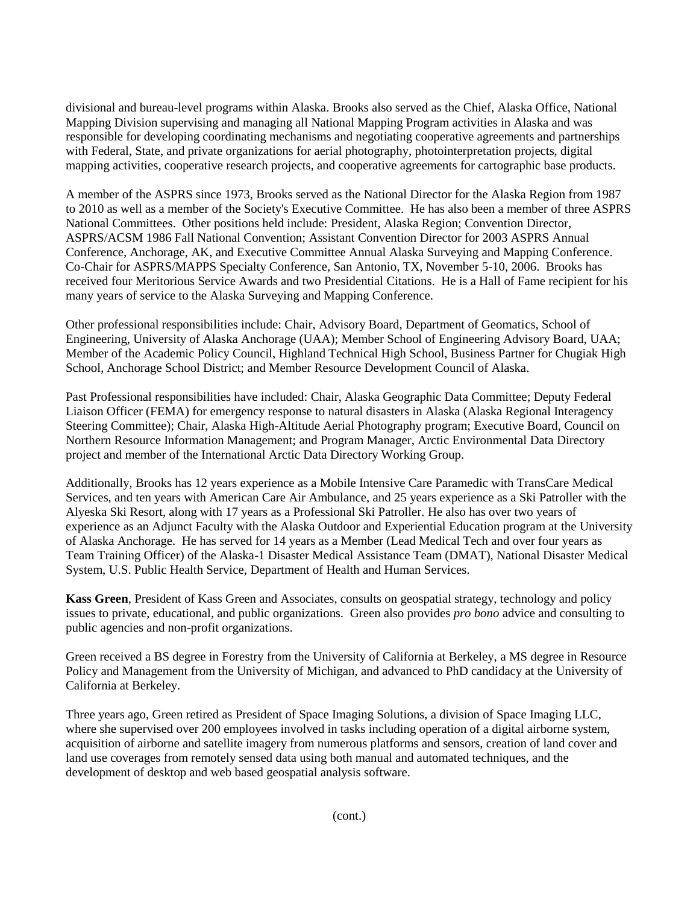divisional and bureau-level programs within Alaska. Brooks also served as the Chief, Alaska Office, National Mapping Division supervising and managing all National Mapping Program activities in Alaska and was responsible for developing coordinating mechanisms and negotiating cooperative agreements and partnerships with Federal, State, and private organizations for aerial photography, photointerpretation projects, digital mapping activities, cooperative research projects, and cooperative agreements for cartographic base products.

A member of the ASPRS since 1973, Brooks served as the National Director for the Alaska Region from 1987 to 2010 as well as a member of the Society's Executive Committee. He has also been a member of three ASPRS National Committees. Other positions held include: President, Alaska Region; Convention Director, ASPRS/ACSM 1986 Fall National Convention; Assistant Convention Director for 2003 ASPRS Annual Conference, Anchorage, AK, and Executive Committee Annual Alaska Surveying and Mapping Conference. Co-Chair for ASPRS/MAPPS Specialty Conference, San Antonio, TX, November 5-10, 2006. Brooks has received four Meritorious Service Awards and two Presidential Citations. He is a Hall of Fame recipient for his many years of service to the Alaska Surveying and Mapping Conference.

Other professional responsibilities include: Chair, Advisory Board, Department of Geomatics, School of Engineering, University of Alaska Anchorage (UAA); Member School of Engineering Advisory Board, UAA; Member of the Academic Policy Council, Highland Technical High School, Business Partner for Chugiak High School, Anchorage School District; and Member Resource Development Council of Alaska.

Past Professional responsibilities have included: Chair, Alaska Geographic Data Committee; Deputy Federal Liaison Officer (FEMA) for emergency response to natural disasters in Alaska (Alaska Regional Interagency Steering Committee); Chair, Alaska High-Altitude Aerial Photography program; Executive Board, Council on Northern Resource Information Management; and Program Manager, Arctic Environmental Data Directory project and member of the International Arctic Data Directory Working Group.

Additionally, Brooks has 12 years experience as a Mobile Intensive Care Paramedic with TransCare Medical Services, and ten years with American Care Air Ambulance, and 25 years experience as a Ski Patroller with the Alyeska Ski Resort, along with 17 years as a Professional Ski Patroller. He also has over two years of experience as an Adjunct Faculty with the Alaska Outdoor and Experiential Education program at the University of Alaska Anchorage. He has served for 14 years as a Member (Lead Medical Tech and over four years as Team Training Officer) of the Alaska-1 Disaster Medical Assistance Team (DMAT), National Disaster Medical System, U.S. Public Health Service, Department of Health and Human Services.

**Kass Green**, President of Kass Green and Associates, consults on geospatial strategy, technology and policy issues to private, educational, and public organizations. Green also provides *pro bono* advice and consulting to public agencies and non-profit organizations.

Green received a BS degree in Forestry from the University of California at Berkeley, a MS degree in Resource Policy and Management from the University of Michigan, and advanced to PhD candidacy at the University of California at Berkeley.

Three years ago, Green retired as President of Space Imaging Solutions, a division of Space Imaging LLC, where she supervised over 200 employees involved in tasks including operation of a digital airborne system, acquisition of airborne and satellite imagery from numerous platforms and sensors, creation of land cover and land use coverages from remotely sensed data using both manual and automated techniques, and the development of desktop and web based geospatial analysis software.

(cont.)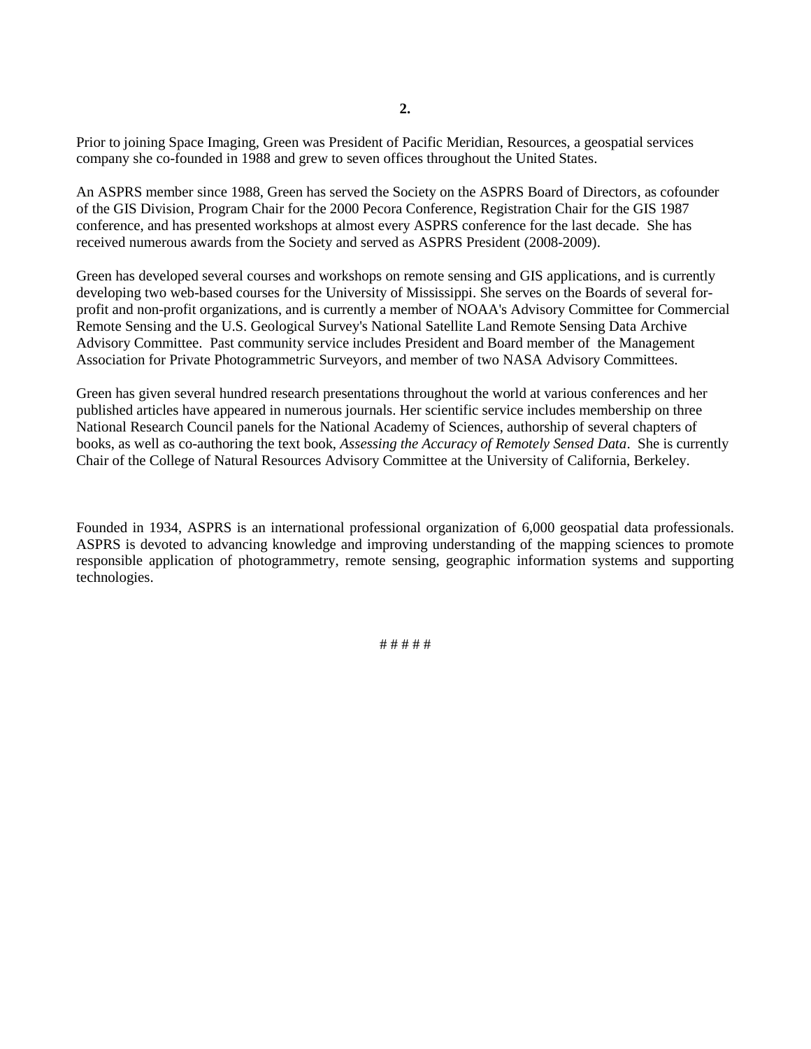Prior to joining Space Imaging, Green was President of Pacific Meridian, Resources, a geospatial services company she co-founded in 1988 and grew to seven offices throughout the United States.

An ASPRS member since 1988, Green has served the Society on the ASPRS Board of Directors, as cofounder of the GIS Division, Program Chair for the 2000 Pecora Conference, Registration Chair for the GIS 1987 conference, and has presented workshops at almost every ASPRS conference for the last decade. She has received numerous awards from the Society and served as ASPRS President (2008-2009).

Green has developed several courses and workshops on remote sensing and GIS applications, and is currently developing two web-based courses for the University of Mississippi. She serves on the Boards of several for-profit and non-profit organizations, and is currently a member of NOAA's Advisory Committee for Commercial Remote Sensing and the U.S. Geological Survey's National Satellite Land Remote Sensing Data Archive Advisory Committee. Past community service includes President and Board member of the Management Association for Private Photogrammetric Surveyors, and member of two NASA Advisory Committees.

Green has given several hundred research presentations throughout the world at various conferences and her published articles have appeared in numerous journals. Her scientific service includes membership on three National Research Council panels for the National Academy of Sciences, authorship of several chapters of books, as well as co-authoring the text book, *Assessing the Accuracy of Remotely Sensed Data*. She is currently Chair of the College of Natural Resources Advisory Committee at the University of California, Berkeley.

Founded in 1934, ASPRS is an international professional organization of 6,000 geospatial data professionals. ASPRS is devoted to advancing knowledge and improving understanding of the mapping sciences to promote responsible application of photogrammetry, remote sensing, geographic information systems and supporting technologies.

# # # # #